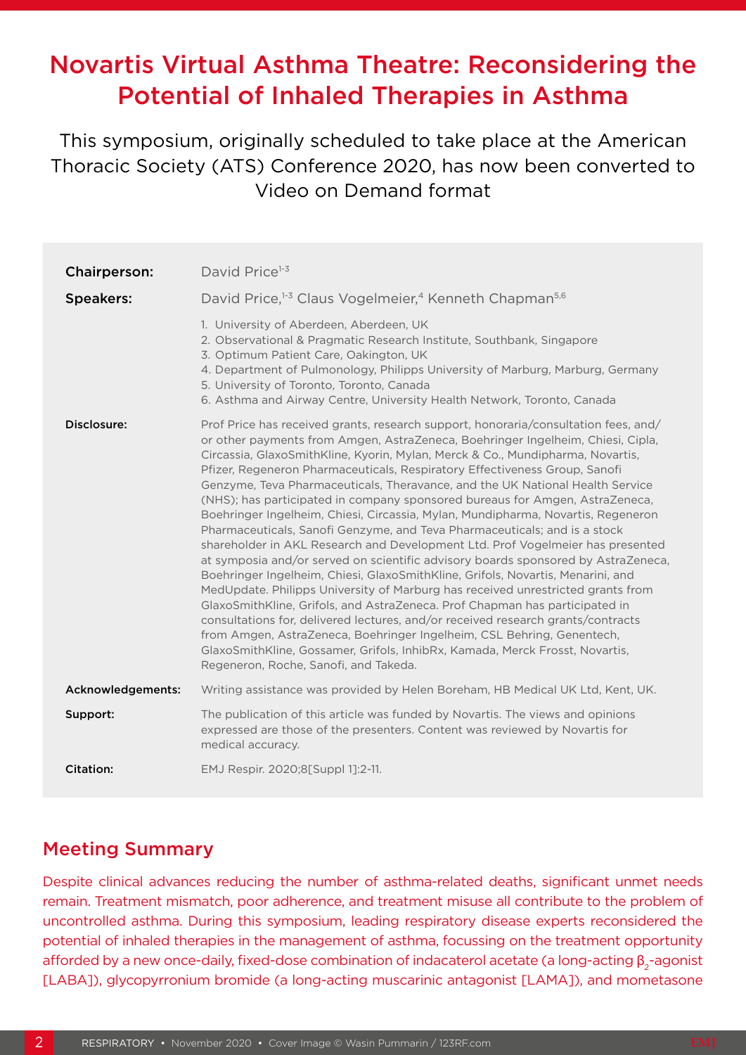# Novartis Virtual Asthma Theatre: Reconsidering the Potential of Inhaled Therapies in Asthma

This symposium, originally scheduled to take place at the American Thoracic Society (ATS) Conference 2020, has now been converted to Video on Demand format

**Chairperson:** David Price[1-3]

**Speakers:** David Price,[1-3] Claus Vogelmeier,[4] Kenneth Chapman[5,6]

1. University of Aberdeen, Aberdeen, UK
2. Observational & Pragmatic Research Institute, Southbank, Singapore
3. Optimum Patient Care, Oakington, UK
4. Department of Pulmonology, Philipps University of Marburg, Marburg, Germany
5. University of Toronto, Toronto, Canada
6. Asthma and Airway Centre, University Health Network, Toronto, Canada

**Disclosure:** Prof Price has received grants, research support, honoraria/consultation fees, and/or other payments from Amgen, AstraZeneca, Boehringer Ingelheim, Chiesi, Cipla, Circassia, GlaxoSmithKline, Kyorin, Mylan, Merck & Co., Mundipharma, Novartis, Pfizer, Regeneron Pharmaceuticals, Respiratory Effectiveness Group, Sanofi Genzyme, Teva Pharmaceuticals, Theravance, and the UK National Health Service (NHS); has participated in company sponsored bureaus for Amgen, AstraZeneca, Boehringer Ingelheim, Chiesi, Circassia, Mylan, Mundipharma, Novartis, Regeneron Pharmaceuticals, Sanofi Genzyme, and Teva Pharmaceuticals; and is a stock shareholder in AKL Research and Development Ltd. Prof Vogelmeier has presented at symposia and/or served on scientific advisory boards sponsored by AstraZeneca, Boehringer Ingelheim, Chiesi, GlaxoSmithKline, Grifols, Novartis, Menarini, and MedUpdate. Philipps University of Marburg has received unrestricted grants from GlaxoSmithKline, Grifols, and AstraZeneca. Prof Chapman has participated in consultations for, delivered lectures, and/or received research grants/contracts from Amgen, AstraZeneca, Boehringer Ingelheim, CSL Behring, Genentech, GlaxoSmithKline, Gossamer, Grifols, InhibRx, Kamada, Merck Frosst, Novartis, Regeneron, Roche, Sanofi, and Takeda.

**Acknowledgements:** Writing assistance was provided by Helen Boreham, HB Medical UK Ltd, Kent, UK.

**Support:** The publication of this article was funded by Novartis. The views and opinions expressed are those of the presenters. Content was reviewed by Novartis for medical accuracy.

**Citation:** EMJ Respir. 2020;8[Suppl 1]:2-11.

## Meeting Summary

Despite clinical advances reducing the number of asthma-related deaths, significant unmet needs remain. Treatment mismatch, poor adherence, and treatment misuse all contribute to the problem of uncontrolled asthma. During this symposium, leading respiratory disease experts reconsidered the potential of inhaled therapies in the management of asthma, focussing on the treatment opportunity afforded by a new once-daily, fixed-dose combination of indacaterol acetate (a long-acting $\beta_2$-agonist [LABA]), glycopyrronium bromide (a long-acting muscarinic antagonist [LAMA]), and mometasone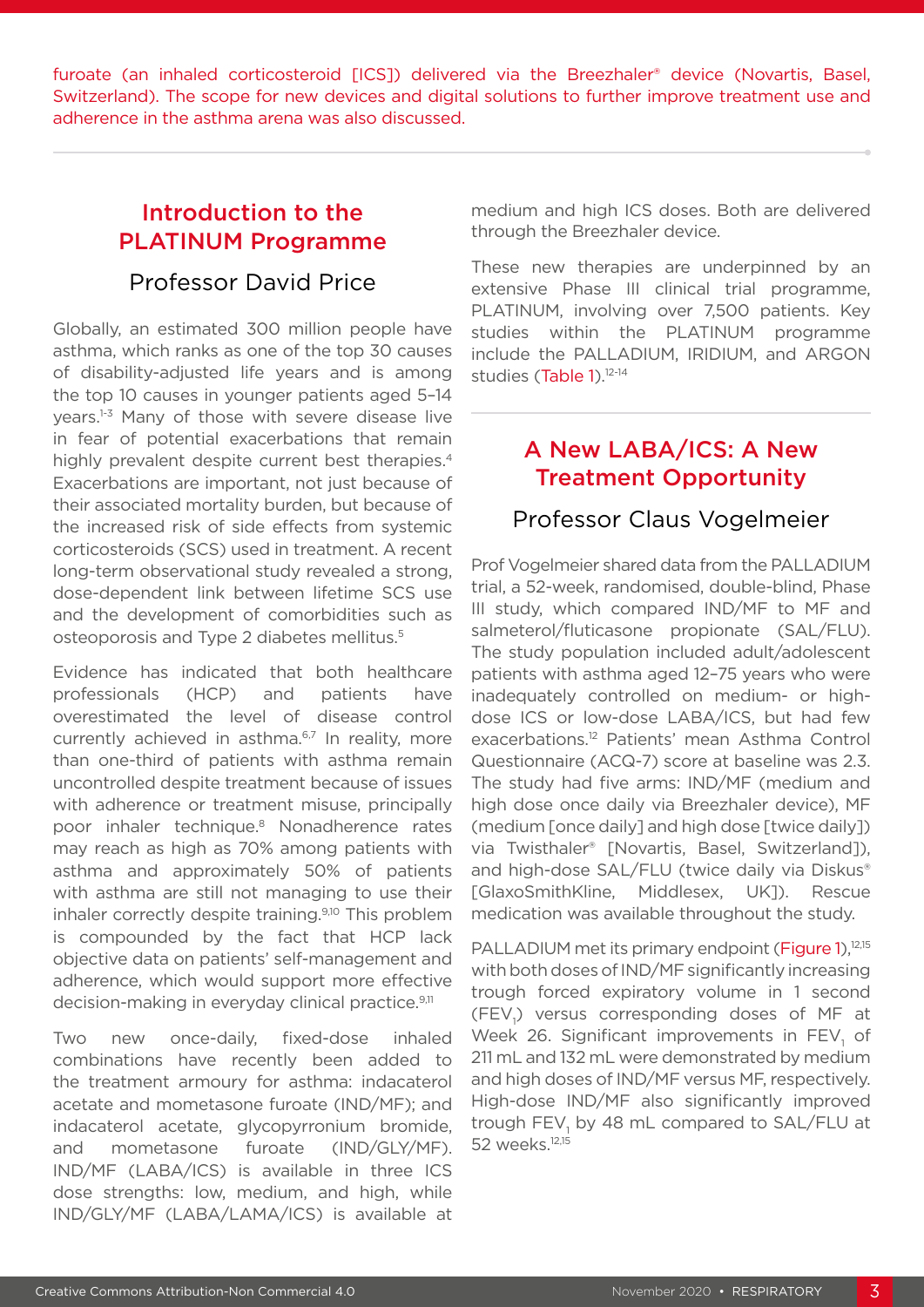furoate (an inhaled corticosteroid [ICS]) delivered via the Breezhaler® device (Novartis, Basel, Switzerland). The scope for new devices and digital solutions to further improve treatment use and adherence in the asthma arena was also discussed.

## Introduction to the PLATINUM Programme

### Professor David Price

Globally, an estimated 300 million people have asthma, which ranks as one of the top 30 causes of disability-adjusted life years and is among the top 10 causes in younger patients aged 5–14 years.[1-3] Many of those with severe disease live in fear of potential exacerbations that remain highly prevalent despite current best therapies.[4] Exacerbations are important, not just because of their associated mortality burden, but because of the increased risk of side effects from systemic corticosteroids (SCS) used in treatment. A recent long-term observational study revealed a strong, dose-dependent link between lifetime SCS use and the development of comorbidities such as osteoporosis and Type 2 diabetes mellitus.[5]

Evidence has indicated that both healthcare professionals (HCP) and patients have overestimated the level of disease control currently achieved in asthma.[6,7] In reality, more than one-third of patients with asthma remain uncontrolled despite treatment because of issues with adherence or treatment misuse, principally poor inhaler technique.[8] Nonadherence rates may reach as high as 70% among patients with asthma and approximately 50% of patients with asthma are still not managing to use their inhaler correctly despite training.[9,10] This problem is compounded by the fact that HCP lack objective data on patients' self-management and adherence, which would support more effective decision-making in everyday clinical practice.[9,11]

Two new once-daily, fixed-dose inhaled combinations have recently been added to the treatment armoury for asthma: indacaterol acetate and mometasone furoate (IND/MF); and indacaterol acetate, glycopyrronium bromide, and mometasone furoate (IND/GLY/MF). IND/MF (LABA/ICS) is available in three ICS dose strengths: low, medium, and high, while IND/GLY/MF (LABA/LAMA/ICS) is available at medium and high ICS doses. Both are delivered through the Breezhaler device.

These new therapies are underpinned by an extensive Phase III clinical trial programme, PLATINUM, involving over 7,500 patients. Key studies within the PLATINUM programme include the PALLADIUM, IRIDIUM, and ARGON studies (Table 1).[12-14]

## A New LABA/ICS: A New Treatment Opportunity

### Professor Claus Vogelmeier

Prof Vogelmeier shared data from the PALLADIUM trial, a 52-week, randomised, double-blind, Phase III study, which compared IND/MF to MF and salmeterol/fluticasone propionate (SAL/FLU). The study population included adult/adolescent patients with asthma aged 12–75 years who were inadequately controlled on medium- or high-dose ICS or low-dose LABA/ICS, but had few exacerbations.[12] Patients' mean Asthma Control Questionnaire (ACQ-7) score at baseline was 2.3. The study had five arms: IND/MF (medium and high dose once daily via Breezhaler device), MF (medium [once daily] and high dose [twice daily]) via Twisthaler® [Novartis, Basel, Switzerland]), and high-dose SAL/FLU (twice daily via Diskus® [GlaxoSmithKline, Middlesex, UK]). Rescue medication was available throughout the study.

PALLADIUM met its primary endpoint (Figure 1),[12,15] with both doses of IND/MF significantly increasing trough forced expiratory volume in 1 second ($FEV_1$) versus corresponding doses of MF at Week 26. Significant improvements in $FEV_1$ of 211 mL and 132 mL were demonstrated by medium and high doses of IND/MF versus MF, respectively. High-dose IND/MF also significantly improved trough $FEV_1$ by 48 mL compared to SAL/FLU at 52 weeks.[12,15]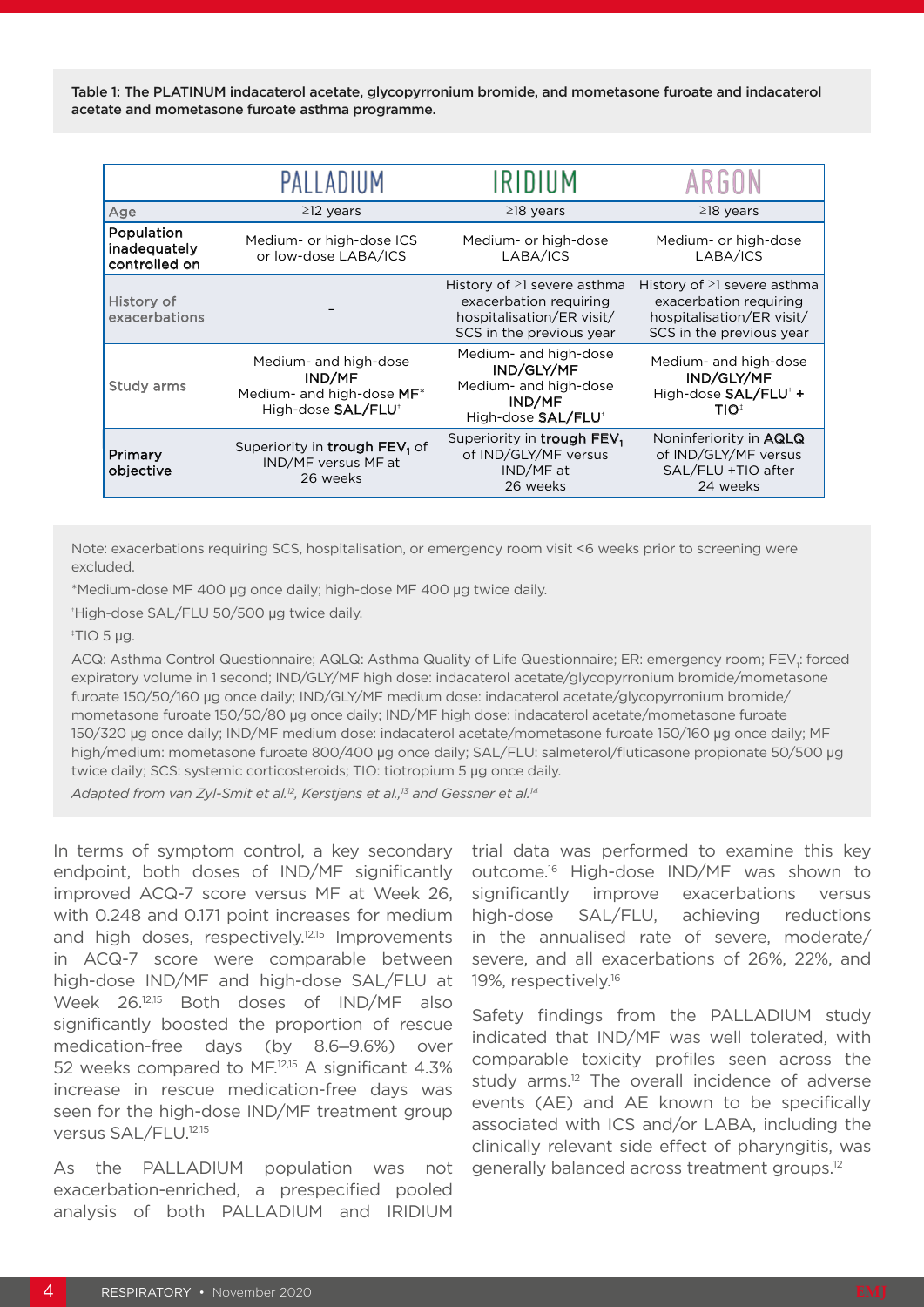Table 1: The PLATINUM indacaterol acetate, glycopyrronium bromide, and mometasone furoate and indacaterol acetate and mometasone furoate asthma programme.

| | PALLADIUM | IRIDIUM | ARGON |
|---|---|---|---|
| Age | ≥12 years | ≥18 years | ≥18 years |
| Population inadequately controlled on | Medium- or high-dose ICS or low-dose LABA/ICS | Medium- or high-dose LABA/ICS | Medium- or high-dose LABA/ICS |
| History of exacerbations | – | History of ≥1 severe asthma exacerbation requiring hospitalisation/ER visit/ SCS in the previous year | History of ≥1 severe asthma exacerbation requiring hospitalisation/ER visit/ SCS in the previous year |
| Study arms | Medium- and high-dose **IND/MF** Medium- and high-dose **MF***  High-dose **SAL/FLU**† | Medium- and high-dose **IND/GLY/MF** Medium- and high-dose **IND/MF** High-dose **SAL/FLU**† | Medium- and high-dose **IND/GLY/MF** High-dose **SAL/FLU**† + **TIO**‡ |
| Primary objective | Superiority in **trough $FEV_1$** of IND/MF versus MF at 26 weeks | Superiority in **trough $FEV_1$** of IND/GLY/MF versus IND/MF at 26 weeks | Noninferiority in **AQLQ** of IND/GLY/MF versus SAL/FLU +TIO after 24 weeks |

Note: exacerbations requiring SCS, hospitalisation, or emergency room visit <6 weeks prior to screening were excluded.

*Medium-dose MF 400 µg once daily; high-dose MF 400 µg twice daily.

†High-dose SAL/FLU 50/500 µg twice daily.

‡TIO 5 µg.

ACQ: Asthma Control Questionnaire; AQLQ: Asthma Quality of Life Questionnaire; ER: emergency room; $FEV_1$: forced expiratory volume in 1 second; IND/GLY/MF high dose: indacaterol acetate/glycopyrronium bromide/mometasone furoate 150/50/160 µg once daily; IND/GLY/MF medium dose: indacaterol acetate/glycopyrronium bromide/mometasone furoate 150/50/80 µg once daily; IND/MF high dose: indacaterol acetate/mometasone furoate 150/320 µg once daily; IND/MF medium dose: indacaterol acetate/mometasone furoate 150/160 µg once daily; MF high/medium: mometasone furoate 800/400 µg once daily; SAL/FLU: salmeterol/fluticasone propionate 50/500 µg twice daily; SCS: systemic corticosteroids; TIO: tiotropium 5 µg once daily.

*Adapted from van Zyl-Smit et al.[12], Kerstjens et al.,[13] and Gessner et al.[14]*

In terms of symptom control, a key secondary endpoint, both doses of IND/MF significantly improved ACQ-7 score versus MF at Week 26, with 0.248 and 0.171 point increases for medium and high doses, respectively.[12,15] Improvements in ACQ-7 score were comparable between high-dose IND/MF and high-dose SAL/FLU at Week 26.[12,15] Both doses of IND/MF also significantly boosted the proportion of rescue medication-free days (by 8.6–9.6%) over 52 weeks compared to MF.[12,15] A significant 4.3% increase in rescue medication-free days was seen for the high-dose IND/MF treatment group versus SAL/FLU.[12,15]

As the PALLADIUM population was not exacerbation-enriched, a prespecified pooled analysis of both PALLADIUM and IRIDIUM trial data was performed to examine this key outcome.[16] High-dose IND/MF was shown to significantly improve exacerbations versus high-dose SAL/FLU, achieving reductions in the annualised rate of severe, moderate/severe, and all exacerbations of 26%, 22%, and 19%, respectively.[16]

Safety findings from the PALLADIUM study indicated that IND/MF was well tolerated, with comparable toxicity profiles seen across the study arms.[12] The overall incidence of adverse events (AE) and AE known to be specifically associated with ICS and/or LABA, including the clinically relevant side effect of pharyngitis, was generally balanced across treatment groups.[12]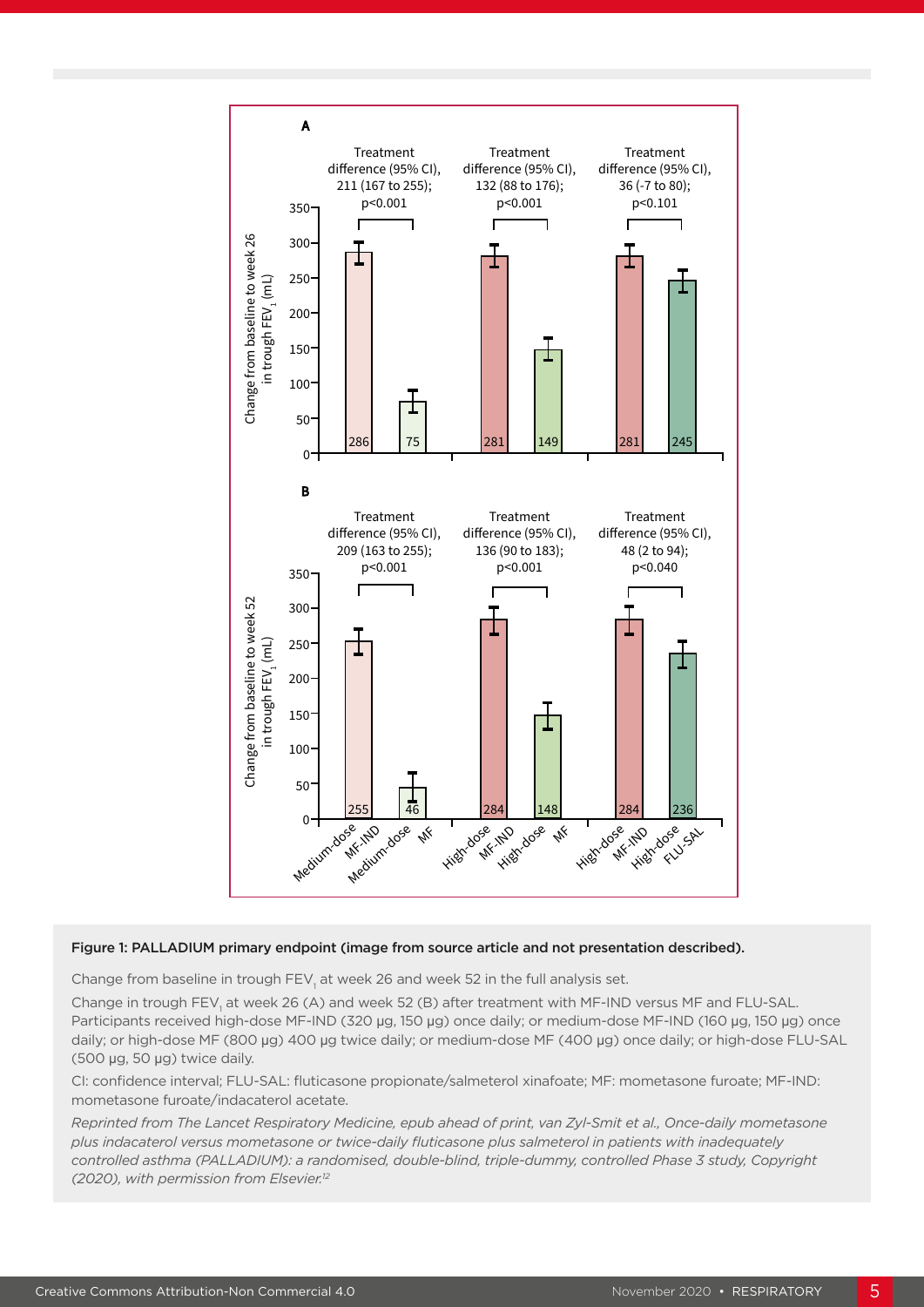**Figure 1: PALLADIUM primary endpoint (image from source article and not presentation described).**

Change from baseline in trough $FEV_1$ at week 26 and week 52 in the full analysis set.

Change in trough $FEV_1$ at week 26 (A) and week 52 (B) after treatment with MF-IND versus MF and FLU-SAL. Participants received high-dose MF-IND (320 µg, 150 µg) once daily; or medium-dose MF-IND (160 µg, 150 µg) once daily; or high-dose MF (800 µg) 400 µg twice daily; or medium-dose MF (400 µg) once daily; or high-dose FLU-SAL (500 µg, 50 µg) twice daily.

CI: confidence interval; FLU-SAL: fluticasone propionate/salmeterol xinafoate; MF: mometasone furoate; MF-IND: mometasone furoate/indacaterol acetate.

*Reprinted from The Lancet Respiratory Medicine, epub ahead of print, van Zyl-Smit et al., Once-daily mometasone plus indacaterol versus mometasone or twice-daily fluticasone plus salmeterol in patients with inadequately controlled asthma (PALLADIUM): a randomised, double-blind, triple-dummy, controlled Phase 3 study, Copyright (2020), with permission from Elsevier.[12]*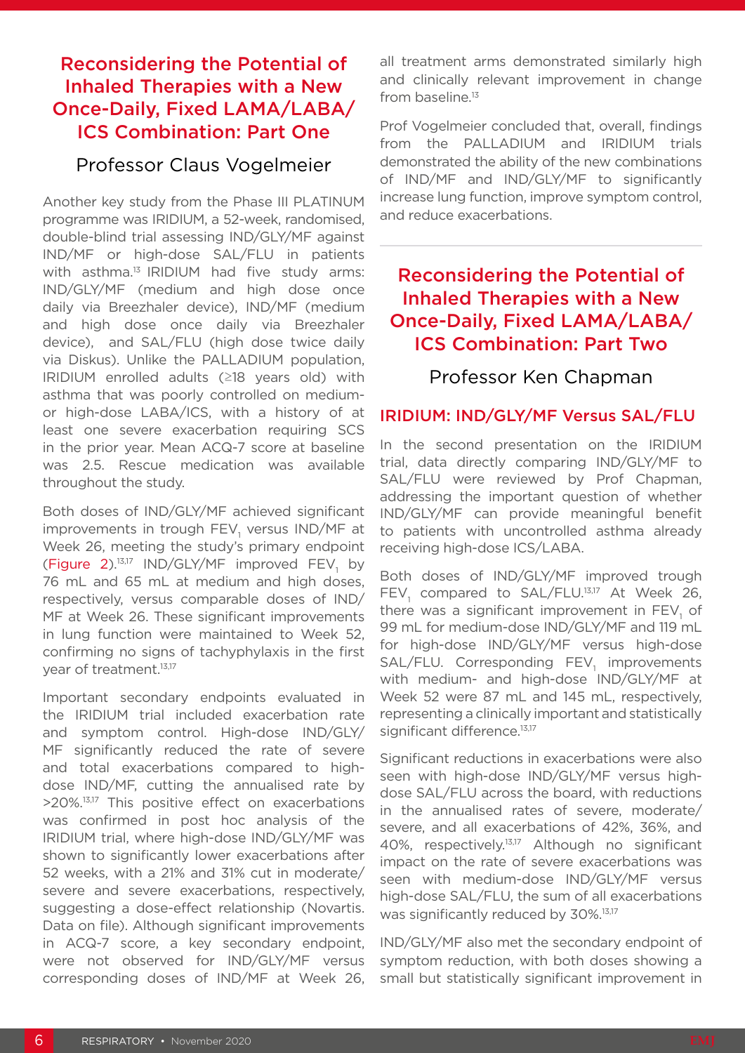## Reconsidering the Potential of Inhaled Therapies with a New Once-Daily, Fixed LAMA/LABA/ICS Combination: Part One

### Professor Claus Vogelmeier

Another key study from the Phase III PLATINUM programme was IRIDIUM, a 52-week, randomised, double-blind trial assessing IND/GLY/MF against IND/MF or high-dose SAL/FLU in patients with asthma.[13] IRIDIUM had five study arms: IND/GLY/MF (medium and high dose once daily via Breezhaler device), IND/MF (medium and high dose once daily via Breezhaler device), and SAL/FLU (high dose twice daily via Diskus). Unlike the PALLADIUM population, IRIDIUM enrolled adults (≥18 years old) with asthma that was poorly controlled on medium- or high-dose LABA/ICS, with a history of at least one severe exacerbation requiring SCS in the prior year. Mean ACQ-7 score at baseline was 2.5. Rescue medication was available throughout the study.

Both doses of IND/GLY/MF achieved significant improvements in trough $FEV_1$ versus IND/MF at Week 26, meeting the study's primary endpoint (Figure 2).[13,17] IND/GLY/MF improved $FEV_1$ by 76 mL and 65 mL at medium and high doses, respectively, versus comparable doses of IND/MF at Week 26. These significant improvements in lung function were maintained to Week 52, confirming no signs of tachyphylaxis in the first year of treatment.[13,17]

Important secondary endpoints evaluated in the IRIDIUM trial included exacerbation rate and symptom control. High-dose IND/GLY/MF significantly reduced the rate of severe and total exacerbations compared to high-dose IND/MF, cutting the annualised rate by >20%.[13,17] This positive effect on exacerbations was confirmed in post hoc analysis of the IRIDIUM trial, where high-dose IND/GLY/MF was shown to significantly lower exacerbations after 52 weeks, with a 21% and 31% cut in moderate/severe and severe exacerbations, respectively, suggesting a dose-effect relationship (Novartis. Data on file). Although significant improvements in ACQ-7 score, a key secondary endpoint, were not observed for IND/GLY/MF versus corresponding doses of IND/MF at Week 26, all treatment arms demonstrated similarly high and clinically relevant improvement in change from baseline.[13]

Prof Vogelmeier concluded that, overall, findings from the PALLADIUM and IRIDIUM trials demonstrated the ability of the new combinations of IND/MF and IND/GLY/MF to significantly increase lung function, improve symptom control, and reduce exacerbations.

## Reconsidering the Potential of Inhaled Therapies with a New Once-Daily, Fixed LAMA/LABA/ICS Combination: Part Two

### Professor Ken Chapman

### IRIDIUM: IND/GLY/MF Versus SAL/FLU

In the second presentation on the IRIDIUM trial, data directly comparing IND/GLY/MF to SAL/FLU were reviewed by Prof Chapman, addressing the important question of whether IND/GLY/MF can provide meaningful benefit to patients with uncontrolled asthma already receiving high-dose ICS/LABA.

Both doses of IND/GLY/MF improved trough $FEV_1$ compared to SAL/FLU.[13,17] At Week 26, there was a significant improvement in $FEV_1$ of 99 mL for medium-dose IND/GLY/MF and 119 mL for high-dose IND/GLY/MF versus high-dose SAL/FLU. Corresponding $FEV_1$ improvements with medium- and high-dose IND/GLY/MF at Week 52 were 87 mL and 145 mL, respectively, representing a clinically important and statistically significant difference.[13,17]

Significant reductions in exacerbations were also seen with high-dose IND/GLY/MF versus high-dose SAL/FLU across the board, with reductions in the annualised rates of severe, moderate/severe, and all exacerbations of 42%, 36%, and 40%, respectively.[13,17] Although no significant impact on the rate of severe exacerbations was seen with medium-dose IND/GLY/MF versus high-dose SAL/FLU, the sum of all exacerbations was significantly reduced by 30%.[13,17]

IND/GLY/MF also met the secondary endpoint of symptom reduction, with both doses showing a small but statistically significant improvement in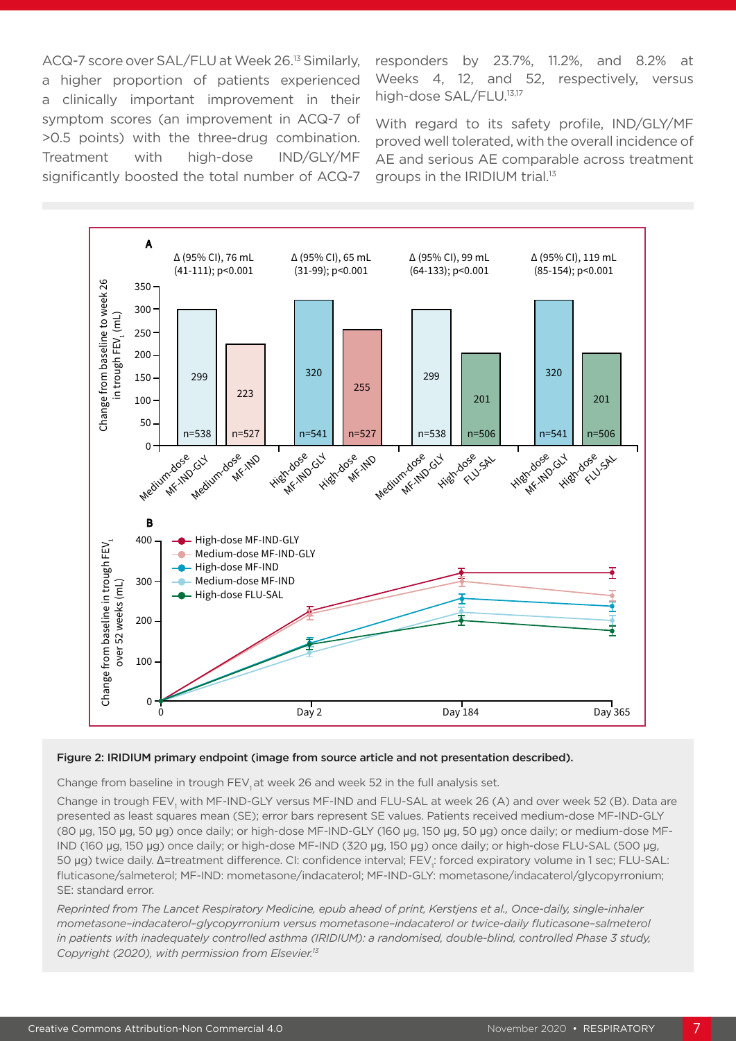ACQ-7 score over SAL/FLU at Week 26.[13] Similarly, a higher proportion of patients experienced a clinically important improvement in their symptom scores (an improvement in ACQ-7 of >0.5 points) with the three-drug combination. Treatment with high-dose IND/GLY/MF significantly boosted the total number of ACQ-7 responders by 23.7%, 11.2%, and 8.2% at Weeks 4, 12, and 52, respectively, versus high-dose SAL/FLU.[13,17]

With regard to its safety profile, IND/GLY/MF proved well tolerated, with the overall incidence of AE and serious AE comparable across treatment groups in the IRIDIUM trial.[13]

**Figure 2: IRIDIUM primary endpoint (image from source article and not presentation described).**

Change from baseline in trough $FEV_1$ at week 26 and week 52 in the full analysis set.

Change in trough $FEV_1$ with MF-IND-GLY versus MF-IND and FLU-SAL at week 26 (A) and over week 52 (B). Data are presented as least squares mean (SE); error bars represent SE values. Patients received medium-dose MF-IND-GLY (80 μg, 150 μg, 50 μg) once daily; or high-dose MF-IND-GLY (160 μg, 150 μg, 50 μg) once daily; or medium-dose MF-IND (160 μg, 150 μg) once daily; or high-dose MF-IND (320 μg, 150 μg) once daily; or high-dose FLU-SAL (500 μg, 50 μg) twice daily. Δ=treatment difference. CI: confidence interval; $FEV_1$: forced expiratory volume in 1 sec; FLU-SAL: fluticasone/salmeterol; MF-IND: mometasone/indacaterol; MF-IND-GLY: mometasone/indacaterol/glycopyrronium; SE: standard error.

*Reprinted from The Lancet Respiratory Medicine, epub ahead of print, Kerstjens et al., Once-daily, single-inhaler mometasone–indacaterol–glycopyrronium versus mometasone–indacaterol or twice-daily fluticasone–salmeterol in patients with inadequately controlled asthma (IRIDIUM): a randomised, double-blind, controlled Phase 3 study, Copyright (2020), with permission from Elsevier.*[13]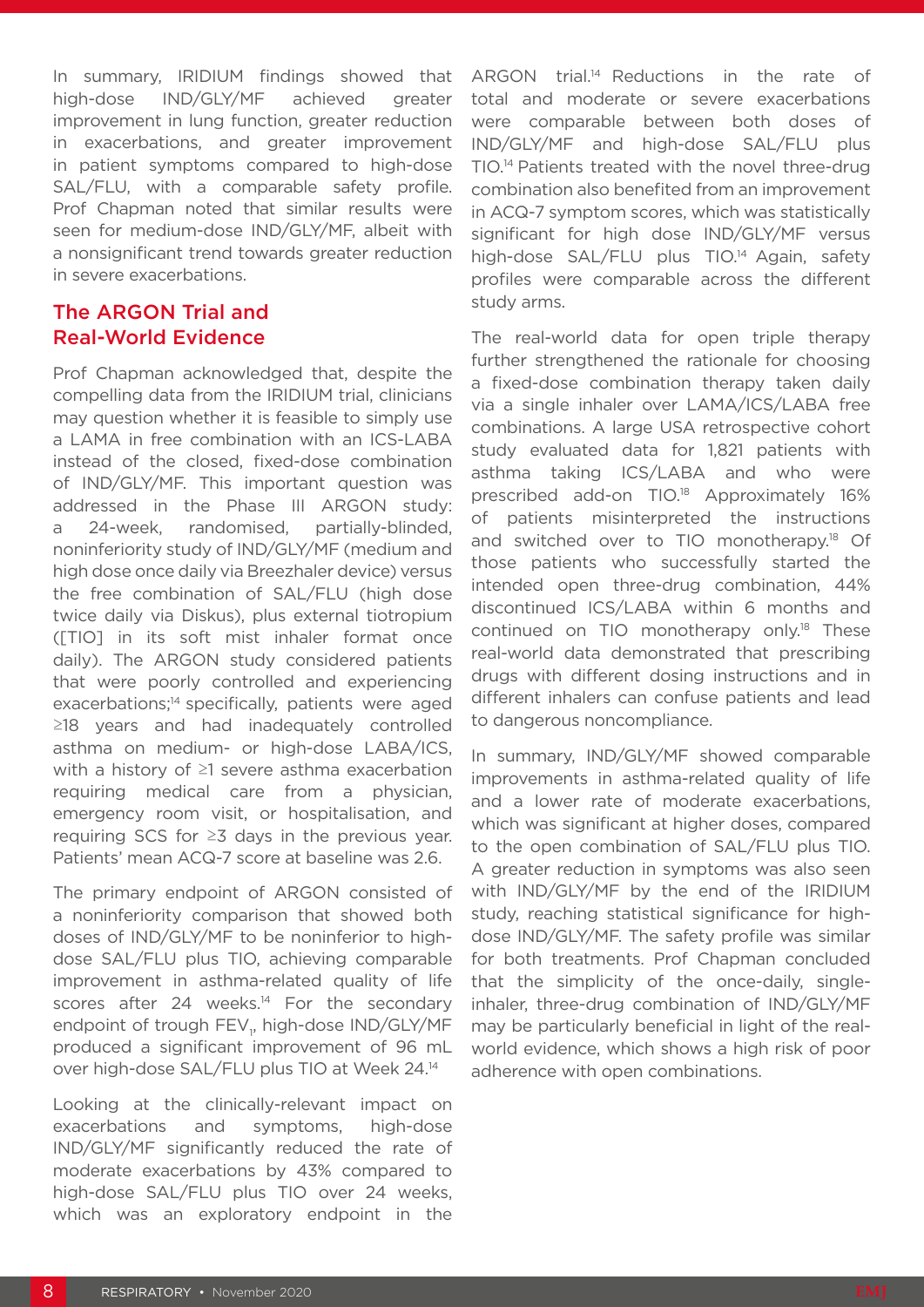In summary, IRIDIUM findings showed that high-dose IND/GLY/MF achieved greater improvement in lung function, greater reduction in exacerbations, and greater improvement in patient symptoms compared to high-dose SAL/FLU, with a comparable safety profile. Prof Chapman noted that similar results were seen for medium-dose IND/GLY/MF, albeit with a nonsignificant trend towards greater reduction in severe exacerbations.

## The ARGON Trial and Real-World Evidence

Prof Chapman acknowledged that, despite the compelling data from the IRIDIUM trial, clinicians may question whether it is feasible to simply use a LAMA in free combination with an ICS-LABA instead of the closed, fixed-dose combination of IND/GLY/MF. This important question was addressed in the Phase III ARGON study: a 24-week, randomised, partially-blinded, noninferiority study of IND/GLY/MF (medium and high dose once daily via Breezhaler device) versus the free combination of SAL/FLU (high dose twice daily via Diskus), plus external tiotropium ([TIO] in its soft mist inhaler format once daily). The ARGON study considered patients that were poorly controlled and experiencing exacerbations;[14] specifically, patients were aged ≥18 years and had inadequately controlled asthma on medium- or high-dose LABA/ICS, with a history of ≥1 severe asthma exacerbation requiring medical care from a physician, emergency room visit, or hospitalisation, and requiring SCS for ≥3 days in the previous year. Patients' mean ACQ-7 score at baseline was 2.6.

The primary endpoint of ARGON consisted of a noninferiority comparison that showed both doses of IND/GLY/MF to be noninferior to high-dose SAL/FLU plus TIO, achieving comparable improvement in asthma-related quality of life scores after 24 weeks.[14] For the secondary endpoint of trough $FEV_1$, high-dose IND/GLY/MF produced a significant improvement of 96 mL over high-dose SAL/FLU plus TIO at Week 24.[14]

Looking at the clinically-relevant impact on exacerbations and symptoms, high-dose IND/GLY/MF significantly reduced the rate of moderate exacerbations by 43% compared to high-dose SAL/FLU plus TIO over 24 weeks, which was an exploratory endpoint in the ARGON trial.[14] Reductions in the rate of total and moderate or severe exacerbations were comparable between both doses of IND/GLY/MF and high-dose SAL/FLU plus TIO.[14] Patients treated with the novel three-drug combination also benefited from an improvement in ACQ-7 symptom scores, which was statistically significant for high dose IND/GLY/MF versus high-dose SAL/FLU plus TIO.[14] Again, safety profiles were comparable across the different study arms.

The real-world data for open triple therapy further strengthened the rationale for choosing a fixed-dose combination therapy taken daily via a single inhaler over LAMA/ICS/LABA free combinations. A large USA retrospective cohort study evaluated data for 1,821 patients with asthma taking ICS/LABA and who were prescribed add-on TIO.[18] Approximately 16% of patients misinterpreted the instructions and switched over to TIO monotherapy.[18] Of those patients who successfully started the intended open three-drug combination, 44% discontinued ICS/LABA within 6 months and continued on TIO monotherapy only.[18] These real-world data demonstrated that prescribing drugs with different dosing instructions and in different inhalers can confuse patients and lead to dangerous noncompliance.

In summary, IND/GLY/MF showed comparable improvements in asthma-related quality of life and a lower rate of moderate exacerbations, which was significant at higher doses, compared to the open combination of SAL/FLU plus TIO. A greater reduction in symptoms was also seen with IND/GLY/MF by the end of the IRIDIUM study, reaching statistical significance for high-dose IND/GLY/MF. The safety profile was similar for both treatments. Prof Chapman concluded that the simplicity of the once-daily, single-inhaler, three-drug combination of IND/GLY/MF may be particularly beneficial in light of the real-world evidence, which shows a high risk of poor adherence with open combinations.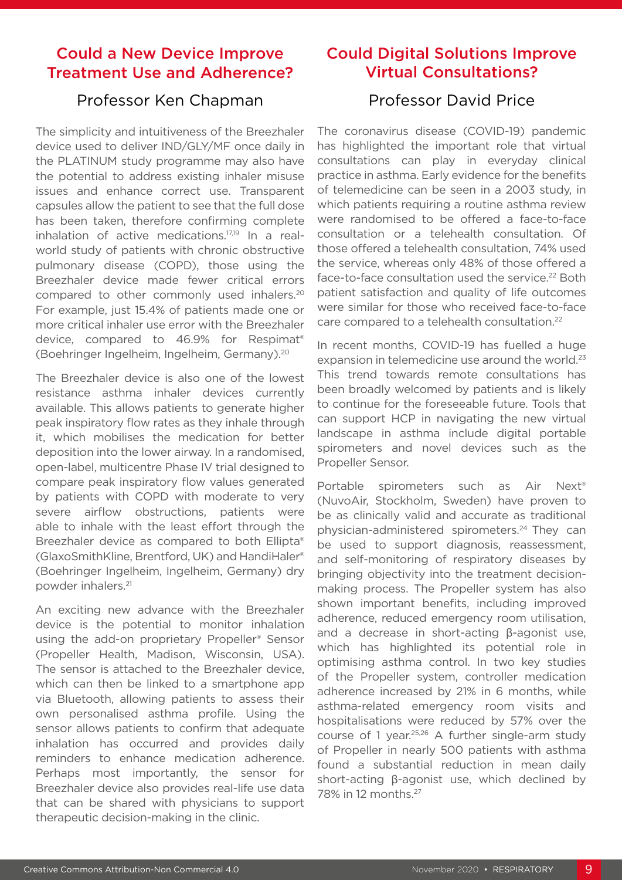## Could a New Device Improve Treatment Use and Adherence?

### Professor Ken Chapman

The simplicity and intuitiveness of the Breezhaler device used to deliver IND/GLY/MF once daily in the PLATINUM study programme may also have the potential to address existing inhaler misuse issues and enhance correct use. Transparent capsules allow the patient to see that the full dose has been taken, therefore confirming complete inhalation of active medications.[17,19] In a real-world study of patients with chronic obstructive pulmonary disease (COPD), those using the Breezhaler device made fewer critical errors compared to other commonly used inhalers.[20] For example, just 15.4% of patients made one or more critical inhaler use error with the Breezhaler device, compared to 46.9% for Respimat® (Boehringer Ingelheim, Ingelheim, Germany).[20]

The Breezhaler device is also one of the lowest resistance asthma inhaler devices currently available. This allows patients to generate higher peak inspiratory flow rates as they inhale through it, which mobilises the medication for better deposition into the lower airway. In a randomised, open-label, multicentre Phase IV trial designed to compare peak inspiratory flow values generated by patients with COPD with moderate to very severe airflow obstructions, patients were able to inhale with the least effort through the Breezhaler device as compared to both Ellipta® (GlaxoSmithKline, Brentford, UK) and HandiHaler® (Boehringer Ingelheim, Ingelheim, Germany) dry powder inhalers.[21]

An exciting new advance with the Breezhaler device is the potential to monitor inhalation using the add-on proprietary Propeller® Sensor (Propeller Health, Madison, Wisconsin, USA). The sensor is attached to the Breezhaler device, which can then be linked to a smartphone app via Bluetooth, allowing patients to assess their own personalised asthma profile. Using the sensor allows patients to confirm that adequate inhalation has occurred and provides daily reminders to enhance medication adherence. Perhaps most importantly, the sensor for Breezhaler device also provides real-life use data that can be shared with physicians to support therapeutic decision-making in the clinic.

## Could Digital Solutions Improve Virtual Consultations?

### Professor David Price

The coronavirus disease (COVID-19) pandemic has highlighted the important role that virtual consultations can play in everyday clinical practice in asthma. Early evidence for the benefits of telemedicine can be seen in a 2003 study, in which patients requiring a routine asthma review were randomised to be offered a face-to-face consultation or a telehealth consultation. Of those offered a telehealth consultation, 74% used the service, whereas only 48% of those offered a face-to-face consultation used the service.[22] Both patient satisfaction and quality of life outcomes were similar for those who received face-to-face care compared to a telehealth consultation.[22]

In recent months, COVID-19 has fuelled a huge expansion in telemedicine use around the world.[23] This trend towards remote consultations has been broadly welcomed by patients and is likely to continue for the foreseeable future. Tools that can support HCP in navigating the new virtual landscape in asthma include digital portable spirometers and novel devices such as the Propeller Sensor.

Portable spirometers such as Air Next® (NuvoAir, Stockholm, Sweden) have proven to be as clinically valid and accurate as traditional physician-administered spirometers.[24] They can be used to support diagnosis, reassessment, and self-monitoring of respiratory diseases by bringing objectivity into the treatment decision-making process. The Propeller system has also shown important benefits, including improved adherence, reduced emergency room utilisation, and a decrease in short-acting β-agonist use, which has highlighted its potential role in optimising asthma control. In two key studies of the Propeller system, controller medication adherence increased by 21% in 6 months, while asthma-related emergency room visits and hospitalisations were reduced by 57% over the course of 1 year.[25,26] A further single-arm study of Propeller in nearly 500 patients with asthma found a substantial reduction in mean daily short-acting β-agonist use, which declined by 78% in 12 months.[27]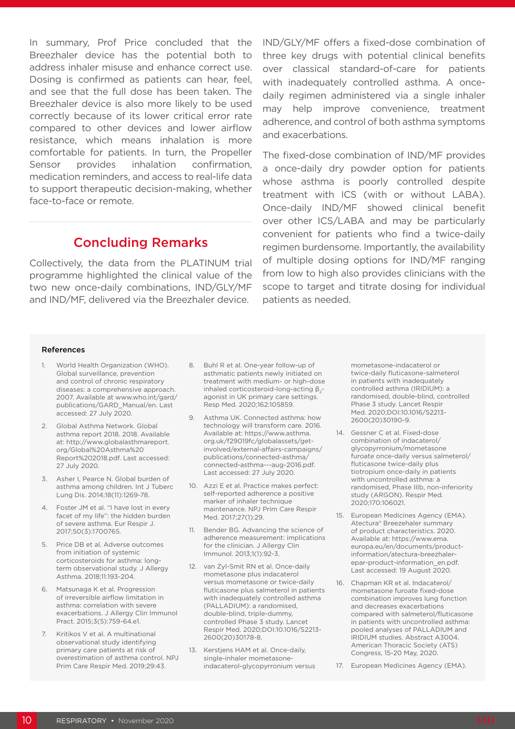In summary, Prof Price concluded that the Breezhaler device has the potential both to address inhaler misuse and enhance correct use. Dosing is confirmed as patients can hear, feel, and see that the full dose has been taken. The Breezhaler device is also more likely to be used correctly because of its lower critical error rate compared to other devices and lower airflow resistance, which means inhalation is more comfortable for patients. In turn, the Propeller Sensor provides inhalation confirmation, medication reminders, and access to real-life data to support therapeutic decision-making, whether face-to-face or remote.

## Concluding Remarks

Collectively, the data from the PLATINUM trial programme highlighted the clinical value of the two new once-daily combinations, IND/GLY/MF and IND/MF, delivered via the Breezhaler device. IND/GLY/MF offers a fixed-dose combination of three key drugs with potential clinical benefits over classical standard-of-care for patients with inadequately controlled asthma. A once-daily regimen administered via a single inhaler may help improve convenience, treatment adherence, and control of both asthma symptoms and exacerbations.

The fixed-dose combination of IND/MF provides a once-daily dry powder option for patients whose asthma is poorly controlled despite treatment with ICS (with or without LABA). Once-daily IND/MF showed clinical benefit over other ICS/LABA and may be particularly convenient for patients who find a twice-daily regimen burdensome. Importantly, the availability of multiple dosing options for IND/MF ranging from low to high also provides clinicians with the scope to target and titrate dosing for individual patients as needed.

### References

1. World Health Organization (WHO). Global surveillance, prevention and control of chronic respiratory diseases: a comprehensive approach. 2007. Available at www.who.int/gard/publications/GARD_Manual/en. Last accessed: 27 July 2020.
2. Global Asthma Network. Global asthma report 2018. 2018. Available at: http://www.globalasthmareport.org/Global%20Asthma%20Report%202018.pdf. Last accessed: 27 July 2020.
3. Asher I, Pearce N. Global burden of asthma among children. Int J Tuberc Lung Dis. 2014;18(11):1269-78.
4. Foster JM et al. "I have lost in every facet of my life": the hidden burden of severe asthma. Eur Respir J. 2017;50(3):1700765.
5. Price DB et al. Adverse outcomes from initiation of systemic corticosteroids for asthma: long-term observational study. J Allergy Asthma. 2018;11:193-204.
6. Matsunaga K et al. Progression of irreversible airflow limitation in asthma: correlation with severe exacerbations. J Allergy Clin Immunol Pract. 2015;3(5):759-64.e1.
7. Kritikos V et al. A multinational observational study identifying primary care patients at risk of overestimation of asthma control. NPJ Prim Care Respir Med. 2019;29:43.
8. Buhl R et al. One-year follow-up of asthmatic patients newly initiated on treatment with medium- or high-dose inhaled corticosteroid-long-acting $\beta_2$-agonist in UK primary care settings. Resp Med. 2020;162:105859.
9. Asthma UK. Connected asthma: how technology will transform care. 2016. Available at: https://www.asthma.org.uk/f29019fc/globalassets/get-involved/external-affairs-campaigns/publications/connected-asthma/connected-asthma---aug-2016.pdf. Last accessed: 27 July 2020.
10. Azzi E et al. Practice makes perfect: self-reported adherence a positive marker of inhaler technique maintenance. NPJ Prim Care Respir Med. 2017;27(1):29.
11. Bender BG. Advancing the science of adherence measurement: implications for the clinician. J Allergy Clin Immunol. 2013;1(1):92-3.
12. van Zyl-Smit RN et al. Once-daily mometasone plus indacaterol versus mometasone or twice-daily fluticasone plus salmeterol in patients with inadequately controlled asthma (PALLADIUM): a randomised, double-blind, triple-dummy, controlled Phase 3 study. Lancet Respir Med. 2020;DOI:10.1016/S2213-2600(20)30178-8.
13. Kerstjens HAM et al. Once-daily, single-inhaler mometasone-indacaterol-glycopyrronium versus mometasone-indacaterol or twice-daily fluticasone-salmeterol in patients with inadequately controlled asthma (IRIDIUM): a randomised, double-blind, controlled Phase 3 study. Lancet Respir Med. 2020;DOI:10.1016/S2213-2600(20)30190-9.
14. Gessner C et al. Fixed-dose combination of indacaterol/glycopyrronium/mometasone furoate once-daily versus salmeterol/fluticasone twice-daily plus tiotropium once-daily in patients with uncontrolled asthma: a randomised, Phase IIIb, non-inferiority study (ARGON). Respir Med. 2020;170:106021.
15. European Medicines Agency (EMA). Atectura® Breezehaler summary of product characteristics. 2020. Available at: https://www.ema.europa.eu/en/documents/product-information/atectura-breezhaler-epar-product-information_en.pdf. Last accessed: 19 August 2020.
16. Chapman KR et al. Indacaterol/mometasone furoate fixed-dose combination improves lung function and decreases exacerbations compared with salmeterol/fluticasone in patients with uncontrolled asthma: pooled analyses of PALLADIUM and IRIDIUM studies. Abstract A3004. American Thoracic Society (ATS) Congress, 15-20 May, 2020.
17. European Medicines Agency (EMA).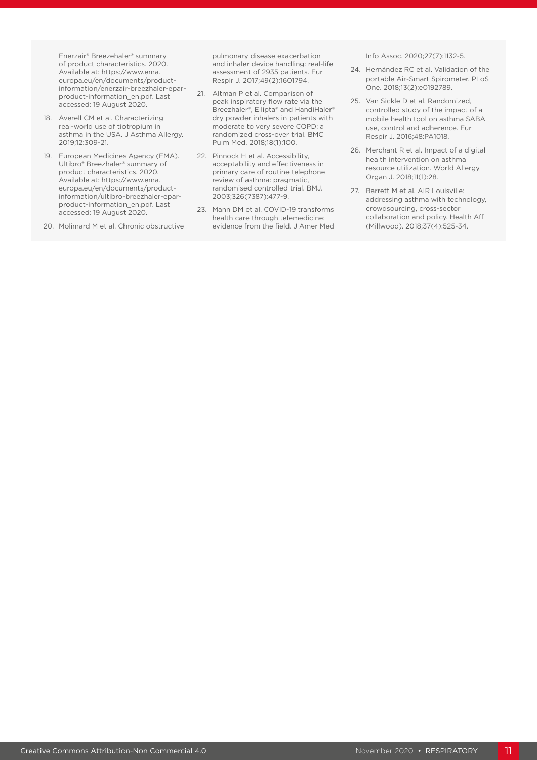Enerzair® Breezehaler® summary of product characteristics. 2020. Available at: https://www.ema.europa.eu/en/documents/product-information/enerzair-breezhaler-epar-product-information_en.pdf. Last accessed: 19 August 2020.

18. Averell CM et al. Characterizing real-world use of tiotropium in asthma in the USA. J Asthma Allergy. 2019;12:309-21.
19. European Medicines Agency (EMA). Ultibro® Breezhaler® summary of product characteristics. 2020. Available at: https://www.ema.europa.eu/en/documents/product-information/ultibro-breezhaler-epar-product-information_en.pdf. Last accessed: 19 August 2020.
20. Molimard M et al. Chronic obstructive pulmonary disease exacerbation and inhaler device handling: real-life assessment of 2935 patients. Eur Respir J. 2017;49(2):1601794.
21. Altman P et al. Comparison of peak inspiratory flow rate via the Breezhaler®, Ellipta® and HandiHaler® dry powder inhalers in patients with moderate to very severe COPD: a randomized cross-over trial. BMC Pulm Med. 2018;18(1):100.
22. Pinnock H et al. Accessibility, acceptability and effectiveness in primary care of routine telephone review of asthma: pragmatic, randomised controlled trial. BMJ. 2003;326(7387):477-9.
23. Mann DM et al. COVID-19 transforms health care through telemedicine: evidence from the field. J Amer Med Info Assoc. 2020;27(7):1132-5.
24. Hernández RC et al. Validation of the portable Air-Smart Spirometer. PLoS One. 2018;13(2):e0192789.
25. Van Sickle D et al. Randomized, controlled study of the impact of a mobile health tool on asthma SABA use, control and adherence. Eur Respir J. 2016;48:PA1018.
26. Merchant R et al. Impact of a digital health intervention on asthma resource utilization. World Allergy Organ J. 2018;11(1):28.
27. Barrett M et al. AIR Louisville: addressing asthma with technology, crowdsourcing, cross-sector collaboration and policy. Health Aff (Millwood). 2018;37(4):525-34.